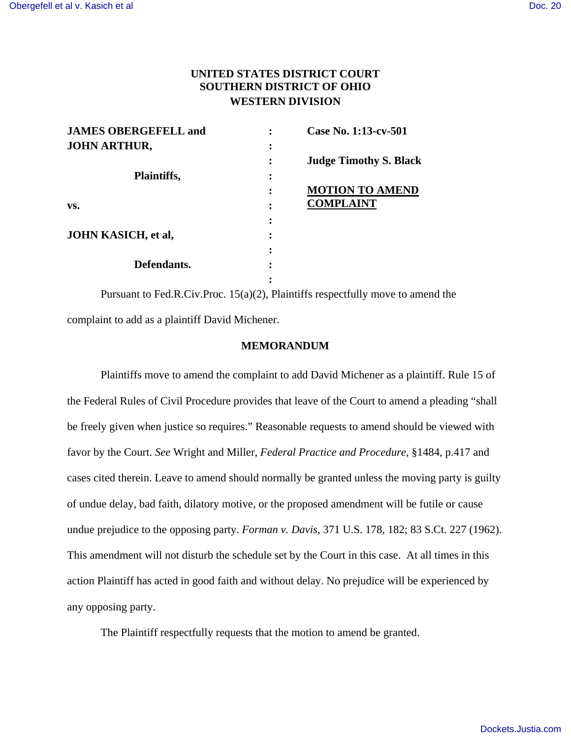**UNITED STATES DISTRICT COURT**
**SOUTHERN DISTRICT OF OHIO**
**WESTERN DIVISION**

| | | |
|---|---|---|
| **JAMES OBERGEFELL and JOHN ARTHUR,** | : | **Case No. 1:13-cv-501** |
| | : | |
| **Plaintiffs,** | : | **Judge Timothy S. Black** |
| | : | |
| **vs.** | : | **MOTION TO AMEND COMPLAINT** |
| | : | |
| **JOHN KASICH, et al,** | : | |
| | : | |
| **Defendants.** | : | |

Pursuant to Fed.R.Civ.Proc. 15(a)(2), Plaintiffs respectfully move to amend the complaint to add as a plaintiff David Michener.

**MEMORANDUM**

Plaintiffs move to amend the complaint to add David Michener as a plaintiff. Rule 15 of the Federal Rules of Civil Procedure provides that leave of the Court to amend a pleading "shall be freely given when justice so requires." Reasonable requests to amend should be viewed with favor by the Court. *See* Wright and Miller, *Federal Practice and Procedure*, §1484, p.417 and cases cited therein. Leave to amend should normally be granted unless the moving party is guilty of undue delay, bad faith, dilatory motive, or the proposed amendment will be futile or cause undue prejudice to the opposing party. *Forman v. Davis*, 371 U.S. 178, 182; 83 S.Ct. 227 (1962). This amendment will not disturb the schedule set by the Court in this case. At all times in this action Plaintiff has acted in good faith and without delay. No prejudice will be experienced by any opposing party.

The Plaintiff respectfully requests that the motion to amend be granted.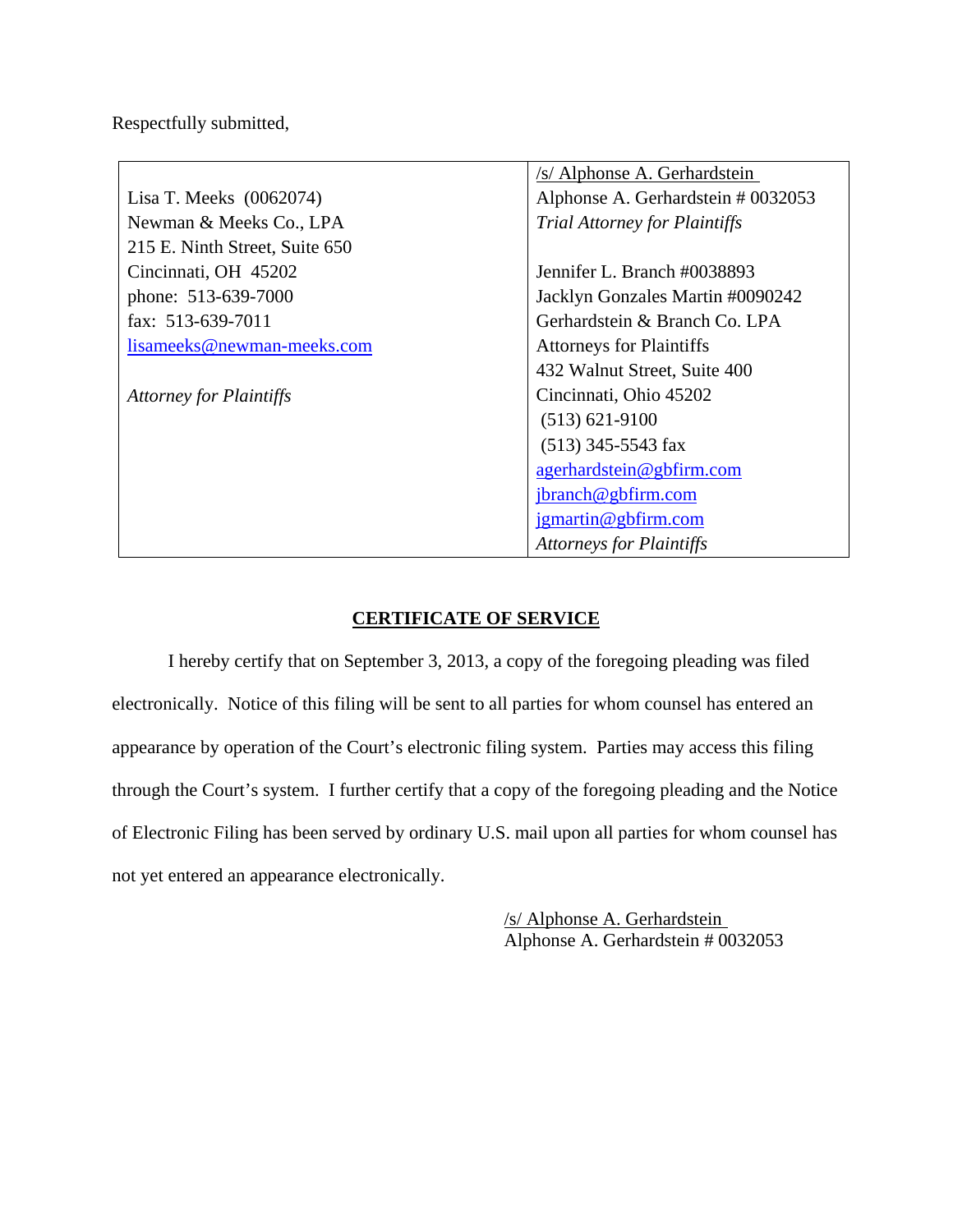Respectfully submitted,

| | |
|---|---|
| Lisa T. Meeks (0062074)<br>Newman & Meeks Co., LPA<br>215 E. Ninth Street, Suite 650<br>Cincinnati, OH 45202<br>phone: 513-639-7000<br>fax: 513-639-7011<br>lisameeks@newman-meeks.com<br><br>*Attorney for Plaintiffs* | /s/ Alphonse A. Gerhardstein<br>Alphonse A. Gerhardstein # 0032053<br>*Trial Attorney for Plaintiffs*<br><br>Jennifer L. Branch #0038893<br>Jacklyn Gonzales Martin #0090242<br>Gerhardstein & Branch Co. LPA<br>Attorneys for Plaintiffs<br>432 Walnut Street, Suite 400<br>Cincinnati, Ohio 45202<br>(513) 621-9100<br>(513) 345-5543 fax<br>agerhardstein@gbfirm.com<br>jbranch@gbfirm.com<br>jgmartin@gbfirm.com<br>*Attorneys for Plaintiffs* |

## CERTIFICATE OF SERVICE

I hereby certify that on September 3, 2013, a copy of the foregoing pleading was filed electronically. Notice of this filing will be sent to all parties for whom counsel has entered an appearance by operation of the Court's electronic filing system. Parties may access this filing through the Court's system. I further certify that a copy of the foregoing pleading and the Notice of Electronic Filing has been served by ordinary U.S. mail upon all parties for whom counsel has not yet entered an appearance electronically.

/s/ Alphonse A. Gerhardstein
Alphonse A. Gerhardstein # 0032053